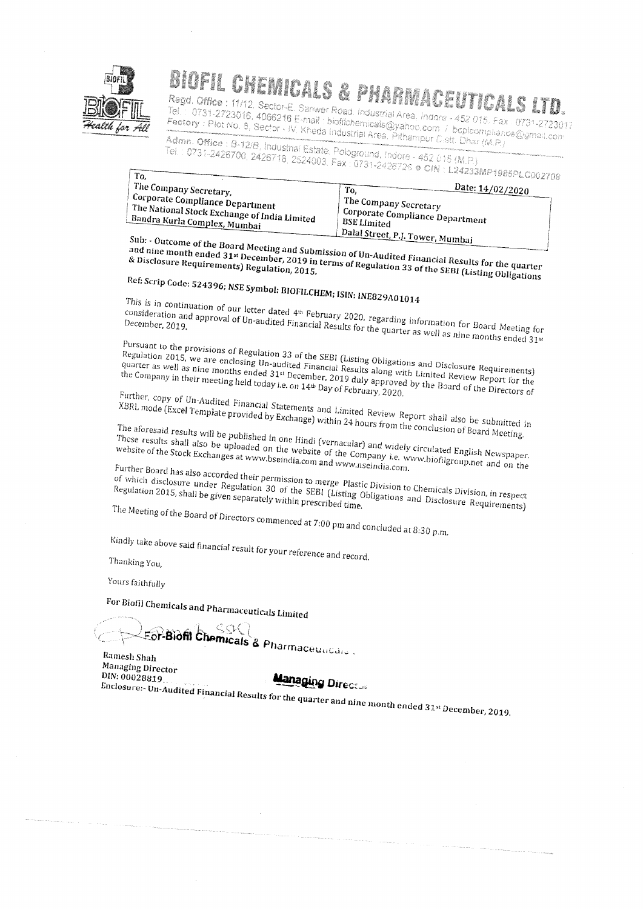# BIOFIL CHEMICALS & PHARMACEUTICALS LTD.

Regd. Office : 11/12, Sector-E, Sanwer Road, Industrial Area, Indore - 452 015. Fax : 0731-2723017
Tel. : 0731-2723016, 4066216 E-mail : biofilchemicals@yahoo.com / bcplcompliance@gmail.com
Factory : Plot No. 9, Sector - IV, Kheda Industrial Area, Pithampur Distt. Dhar (M.P.)
Admn. Office : B-12/B, Industrial Estate, Pologround, Indore - 452 015 (M.P.)
Tel. : 0731-2426700, 2426718, 2524003, Fax : 0731-2426726 ● CIN : L24233MP1985PLC002709

Health for All

Date: 14/02/2020

| To, The Company Secretary, Corporate Compliance Department The National Stock Exchange of India Limited Bandra Kurla Complex, Mumbai | To, The Company Secretary Corporate Compliance Department BSE Limited Dalal Street, P.J. Tower, Mumbai |
|---|---|

**Sub: - Outcome of the Board Meeting and Submission of Un-Audited Financial Results for the quarter and nine month ended 31st December, 2019 in terms of Regulation 33 of the SEBI (Listing Obligations & Disclosure Requirements) Regulation, 2015.**

**Ref: Scrip Code: 524396; NSE Symbol: BIOFILCHEM; ISIN: INE829A01014**

This is in continuation of our letter dated 4th February 2020, regarding information for Board Meeting for consideration and approval of Un-audited Financial Results for the quarter as well as nine months ended 31st December, 2019.

Pursuant to the provisions of Regulation 33 of the SEBI (Listing Obligations and Disclosure Requirements) Regulation 2015, we are enclosing Un-audited Financial Results along with Limited Review Report for the quarter as well as nine months ended 31st December, 2019 duly approved by the Board of the Directors of the Company in their meeting held today i.e. on 14th Day of February, 2020.

Further, copy of Un-Audited Financial Statements and Limited Review Report shall also be submitted in XBRL mode (Excel Template provided by Exchange) within 24 hours from the conclusion of Board Meeting.

The aforesaid results will be published in one Hindi (vernacular) and widely circulated English Newspaper. These results shall also be uploaded on the website of the Company i.e. www.biofilgroup.net and on the website of the Stock Exchanges at www.bseindia.com and www.nseindia.com.

Further Board has also accorded their permission to merge Plastic Division to Chemicals Division, in respect of which disclosure under Regulation 30 of the SEBI (Listing Obligations and Disclosure Requirements) Regulation 2015, shall be given separately within prescribed time.

The Meeting of the Board of Directors commenced at 7:00 pm and concluded at 8:30 p.m.

Kindly take above said financial result for your reference and record.

Thanking You,

Yours faithfully

**For Biofil Chemicals and Pharmaceuticals Limited**

For Biofil Chemicals & Pharmaceuticals

Managing Director

Ramesh Shah
Managing Director
DIN: 00028819

Enclosure:- Un-Audited Financial Results for the quarter and nine month ended 31st December, 2019.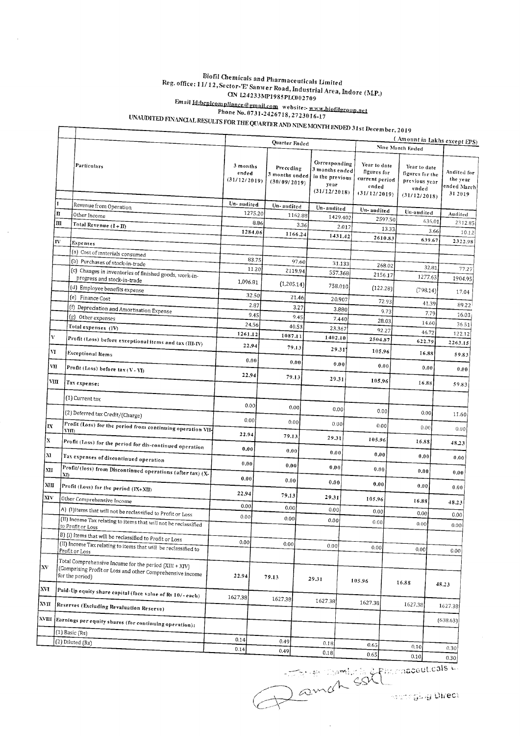# Biofil Chemicals and Pharmaceuticals Limited

Reg. office: 11/12, Sector-'E' Sanwer Road, Industrial Area, Indore (M.P.)

CIN L24233MP1985PLC002709

Email Id:bcplcompliance@gmail.com website:- www.biofilgroup.net

Phone No. 0731-2426718, 2723016-17

## UNAUDITED FINANCIAL RESULTS FOR THE QUARTER AND NINE MONTH ENDED 31st December, 2019

( Amount in Lakhs except EPS)

| | Particulars | Quarter Ended | | | Nine Month Ended | | |
|---|---|---|---|---|---|---|---|
| | | 3 months ended (31/12/2019) | Preceding 3 months ended (30/09/2019) | Corresponding 3 months ended in the previous year (31/12/2018) | Year to date figures for current period ended (31/12/2019) | Year to date figures for the previous year ended (31/12/2018) | Audited for the year ended March 31 2019 |
| | | Un-audited | Un-audited | Un-audited | Un-audited | Un-audited | Audited |
| I | Revenue from Operation | 1275.20 | 1162.88 | 1429.402 | 2597.50 | 636.01 | 2312.85 |
| II | Other Income | 8.86 | 3.36 | 2.017 | 13.33 | 3.66 | 10.12 |
| III | Total Revenue (I+II) | 1284.06 | 1166.24 | 1431.42 | 2610.83 | 639.67 | 2322.98 |
| IV | Expenses | | | | | | |
| | (a) Cost of materials consumed | 83.75 | 97.60 | 31.133 | 268.02 | 32.81 | 77.27 |
| | (b) Purchases of stock-in-trade | 11.20 | 2119.94 | 557.368 | 2156.17 | 1277.63 | 1904.95 |
| | (c) Changes in inventories of finished goods, work-in-progress and stock-in-trade | 1,096.81 | (1,205.14) | 758.010 | (122.28) | (798.14) | 17.04 |
| | (d) Employee benefits expense | 32.50 | 21.46 | 20.907 | 72.93 | 41.39 | 89.22 |
| | (e) Finance Cost | 2.87 | 3.27 | 3.880 | 9.73 | 7.79 | 16.03 |
| | (f) Depreciation and Amortisation Expense | 9.45 | 9.45 | 7.440 | 28.03 | 14.60 | 36.51 |
| | (g) Other expenses | 24.56 | 40.53 | 23.367 | 92.27 | 46.72 | 122.12 |
| | Total expenses (IV) | 1261.12 | 1087.11 | 1402.10 | 2504.87 | 622.79 | 2263.15 |
| V | Profit (Loss) before exceptional items and tax (III-IV) | 22.94 | 79.13 | 29.31 | 105.96 | 16.88 | 59.83 |
| VI | Exceptional Items | 0.00 | 0.00 | 0.00 | 0.00 | 0.00 | 0.00 |
| VII | Profit (Loss) before tax (V - VI) | 22.94 | 79.13 | 29.31 | 105.96 | 16.88 | 59.83 |
| VIII | Tax expense: | | | | | | |
| | (1) Current tax | 0.00 | 0.00 | 0.00 | 0.00 | 0.00 | 11.60 |
| | (2) Deferred tax Credit/(Charge) | 0.00 | 0.00 | 0.00 | 0.00 | 0.00 | 0.00 |
| IX | Profit (Loss) for the period from continuing operation VII-VIII) | 22.94 | 79.13 | 29.31 | 105.96 | 16.88 | 48.23 |
| X | Profit (Loss) for the period for dis-continued operation | 0.00 | 0.00 | 0.00 | 0.00 | 0.00 | 0.00 |
| XI | Tax expenses of discontinued operation | 0.00 | 0.00 | 0.00 | 0.00 | 0.00 | 0.00 |
| XII | Profit/(loss) from Discontinued operations (after tax) (X-XI) | 0.00 | 0.00 | 0.00 | 0.00 | 0.00 | 0.00 |
| XIII | Profit (Loss) for the period (IX+XII) | 22.94 | 79.13 | 29.31 | 105.96 | 16.88 | 48.23 |
| XIV | Other Comprehensive Income | 0.00 | 0.00 | 0.00 | 0.00 | 0.00 | 0.00 |
| | A) (I)Items that will not be reclassified to Profit or Loss | 0.00 | 0.00 | 0.00 | 0.00 | 0.00 | 0.00 |
| | (II) Income Tax relating to items that will not be reclassified to Profit or Loss | | | | | | |
| | B) (i) Items that will be reclassified to Profit or Loss | 0.00 | 0.00 | 0.00 | 0.00 | 0.00 | 0.00 |
| | (II) Income Tax relating to items that will be reclassified to Profit or Loss | | | | | | |
| XV | Total Comprehensive Income for the period (XIII + XIV) (Comprising Profit or Loss and other Comprehensive income for the period) | 22.94 | 79.13 | 29.31 | 105.96 | 16.88 | 48.23 |
| XVI | Paid-Up equity share capital (face value of Rs 10/- each) | 1627.38 | 1627.38 | 1627.38 | 1627.38 | 1627.38 | 1627.38 |
| XVII | Reserves (Excluding Revaluation Reserve) | | | | | | (638.63) |
| XVIII | Earnings per equity shares (for continuing operation): | | | | | | |
| | (1) Basic (Rs) | 0.14 | 0.49 | 0.18 | 0.65 | 0.10 | 0.30 |
| | (2) Diluted (Rs) | 0.14 | 0.49 | 0.18 | 0.65 | 0.10 | 0.30 |

For Biofil Chemicals & Pharmaceuticals Ltd.

Managing Director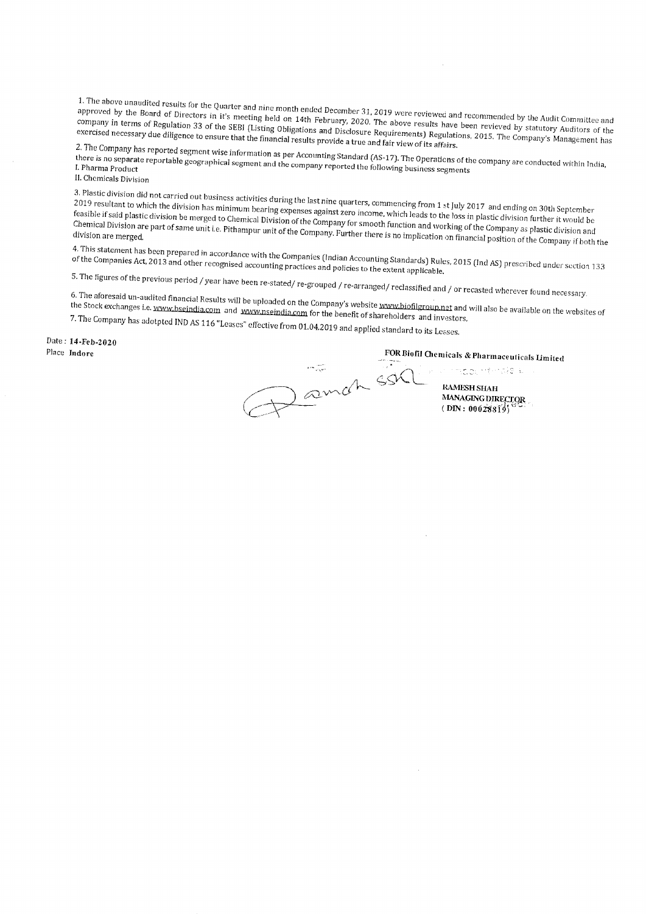1. The above unaudited results for the Quarter and nine month ended December 31, 2019 were reviewed and recommended by the Audit Committee and approved by the Board of Directors in it's meeting held on 14th February, 2020. The above results have been reviewed by statutory Auditors of the company in terms of Regulation 33 of the SEBI (Listing Obligations and Disclosure Requirements) Regulations, 2015. The Company's Management has exercised necessary due diligence to ensure that the financial results provide a true and fair view of its affairs.

2. The Company has reported segment wise information as per Accounting Standard (AS-17). The Operations of the company are conducted within India, there is no separate reportable geographical segment and the company reported the following business segments
I. Pharma Product
II. Chemicals Division

3. Plastic division did not carried out business activities during the last nine quarters, commencing from 1 st July 2017 and ending on 30th September 2019 resultant to which the division has minimum bearing expenses against zero income, which leads to the loss in plastic division further it would be feasible if said plastic division be merged to Chemical Division of the Company for smooth function and working of the Company as plastic division and Chemical Division are part of same unit i.e. Pithampur unit of the Company. Further there is no implication on financial position of the Company if both the division are merged.

4. This statement has been prepared in accordance with the Companies (Indian Accounting Standards) Rules, 2015 (Ind AS) prescribed under section 133 of the Companies Act, 2013 and other recognised accounting practices and policies to the extent applicable.

5. The figures of the previous period / year have been re-stated/ re-grouped / re-arranged/ reclassified and / or recasted wherever found necessary.

6. The aforesaid un-audited financial Results will be uploaded on the Company's website www.biofilgroup.net and will also be available on the websites of the Stock exchanges i.e. www.bseindia.com and www.nseindia.com for the benefit of shareholders and investors.

7. The Company has adotpted IND AS 116 "Leases" effective from 01.04.2019 and applied standard to its Leases.

Date : **14-Feb-2020**
Place **Indore**

**FOR Biofil Chemicals & Pharmaceuticals Limited**

**RAMESH SHAH**
**MANAGING DIRECTOR**
**( DIN : 00028819)**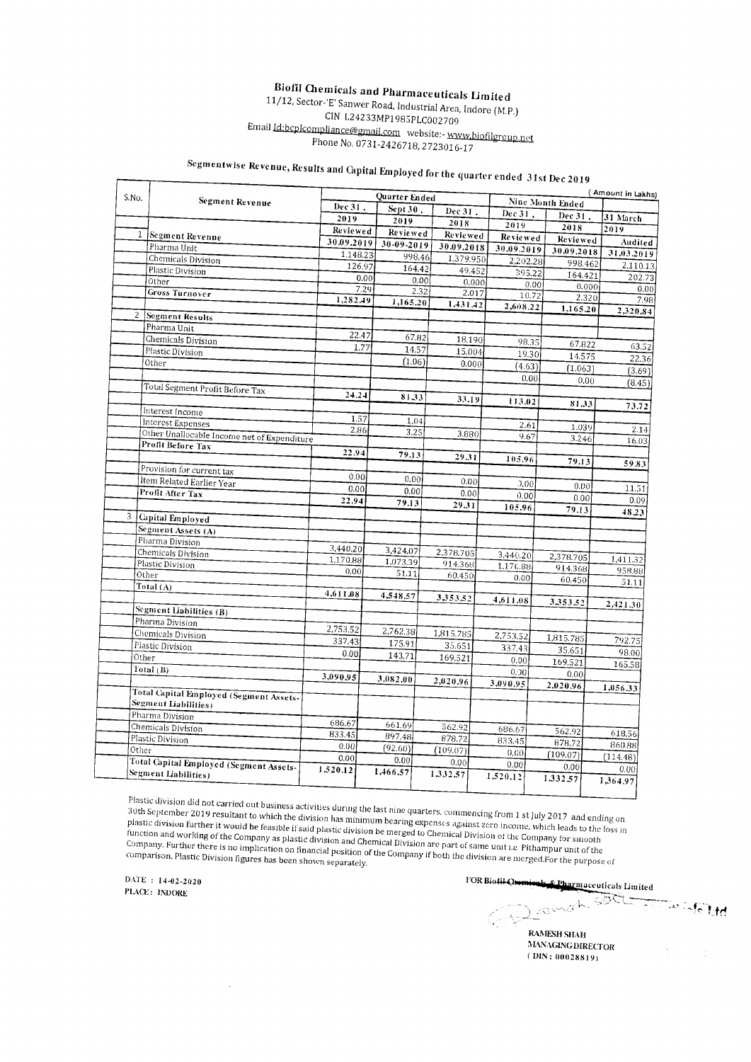# Biofil Chemicals and Pharmaceuticals Limited

11/12, Sector-'E' Sanwer Road, Industrial Area, Indore (M.P.)
CIN L24233MP1985PLC002709
Email Id:bcplcompliance@gmail.com website:- www.biofilgroup.net
Phone No. 0731-2426718, 2723016-17

## Segmentwise Revenue, Results and Capital Employed for the quarter ended 31st Dec 2019

( Amount in Lakhs)

| S.No. | Segment Revenue | Quarter Ended | | | Nine Month Ended | | |
|---|---|---|---|---|---|---|---|
| | | Dec 31 , 2019 | Sept 30 , 2019 | Dec 31 , 2018 | Dec 31 , 2019 | Dec 31 , 2018 | 31 March 2019 |
| | | Reviewed 30.09.2019 | Reviewed 30-09-2019 | Reviewed 30.09.2018 | Reviewed 30.09.2019 | Reviewed 30.09.2018 | Audited 31.03.2019 |
| 1 | **Segment Revenue** | | | | | | |
| | Pharma Unit | 1,148.23 | 998.46 | 1,379.950 | 2,202.28 | 998.462 | 2,110.13 |
| | Chemicals Division | 126.97 | 164.42 | 49.452 | 395.22 | 164.421 | 202.73 |
| | Plastic Division | 0.00 | 0.00 | 0.000 | 0.00 | 0.000 | 0.00 |
| | Other | 7.29 | 2.32 | 2.017 | 10.72 | 2.320 | 7.98 |
| | **Gross Turnover** | 1,282.49 | 1,165.20 | 1,431.42 | 2,608.22 | 1,165.20 | 2,320.84 |
| 2 | **Segment Results** | | | | | | |
| | Pharma Unit | 22.47 | 67.82 | 18.190 | 98.35 | 67.822 | 63.52 |
| | Chemicals Division | 1.77 | 14.57 | 15.004 | 19.30 | 14.575 | 22.36 |
| | Plastic Division | | (1.06) | 0.000 | (4.63) | (1.063) | (3.69) |
| | Other | | | | 0.00 | 0.00 | (8.45) |
| | Total Segment Profit Before Tax | 24.24 | 81.33 | 33.19 | 113.02 | 81.33 | 73.72 |
| | Interest Income | | | | | | |
| | Interest Expenses | 1.57 | 1.04 | | 2.61 | 1.039 | 2.14 |
| | Other Unallocable Income net of Expenditure | 2.86 | 3.25 | 3.880 | 9.67 | 3.246 | 16.03 |
| | **Profit Before Tax** | 22.94 | 79.13 | 29.31 | 105.96 | 79.13 | 59.83 |
| | Provision for current tax | 0.00 | 0.00 | 0.00 | 0.00 | 0.00 | 11.51 |
| | Item Related Earlier Year | 0.00 | 0.00 | 0.00 | 0.00 | 0.00 | 0.09 |
| | **Profit After Tax** | 22.94 | 79.13 | 29.31 | 105.96 | 79.13 | 48.23 |
| 3 | **Capital Employed** | | | | | | |
| | **Segment Assets (A)** | | | | | | |
| | Pharma Division | 3,440.20 | 3,424.07 | 2,378.705 | 3,440.20 | 2,378.705 | 1,411.32 |
| | Chemicals Division | 1,170.88 | 1,073.39 | 914.368 | 1,170.88 | 914.368 | 958.88 |
| | Plastic Division | 0.00 | 51.11 | 60.450 | 0.00 | 60.450 | 51.11 |
| | Other | | | | | | |
| | Total (A) | 4,611.08 | 4,548.57 | 3,353.52 | 4,611.08 | 3,353.52 | 2,421.30 |
| | **Segment Liabilities (B)** | | | | | | |
| | Pharma Division | 2,753.52 | 2,762.38 | 1,815.785 | 2,753.52 | 1,815.785 | 792.75 |
| | Chemicals Division | 337.43 | 175.91 | 35.651 | 337.43 | 35.651 | 98.00 |
| | Plastic Division | 0.00 | 143.71 | 169.521 | 0.00 | 169.521 | 165.58 |
| | Other | | | | 0.00 | 0.00 | |
| | Total (B) | 3,090.95 | 3,082.00 | 2,020.96 | 3,090.95 | 2,020.96 | 1,056.33 |
| | **Total Capital Employed (Segment Assets-Segment Liabilities)** | | | | | | |
| | Pharma Division | 686.67 | 661.69 | 562.92 | 686.67 | 562.92 | 618.56 |
| | Chemicals Division | 833.45 | 897.48 | 878.72 | 833.45 | 878.72 | 860.88 |
| | Plastic Division | 0.00 | (92.60) | (109.07) | 0.00 | (109.07) | (114.48) |
| | Other | 0.00 | 0.00 | 0.00 | 0.00 | 0.00 | 0.00 |
| | **Total Capital Employed (Segment Assets-Segment Liabilities)** | 1,520.12 | 1,466.57 | 1,332.57 | 1,520.12 | 1,332.57 | 1,364.97 |

Plastic division did not carried out business activities during the last nine quarters, commencing from 1 st July 2017 and ending on 30th September 2019 resultant to which the division has minimum bearing expenses against zero income, which leads to the loss in plastic division further it would be feasible if said plastic division be merged to Chemical Division of the Company for smooth function and working of the Company as plastic division and Chemical Division are part of same unit i.e. Pithampur unit of the Company. Further there is no implication on financial position of the Company if both the division are merged.For the purpose of comparison, Plastic Division figures has been shown separately.

DATE : 14-02-2020
PLACE : INDORE

FOR Biofil Chemicals & Pharmaceuticals Limited

RAMESH SHAH
MANAGING DIRECTOR
( DIN : 00028819)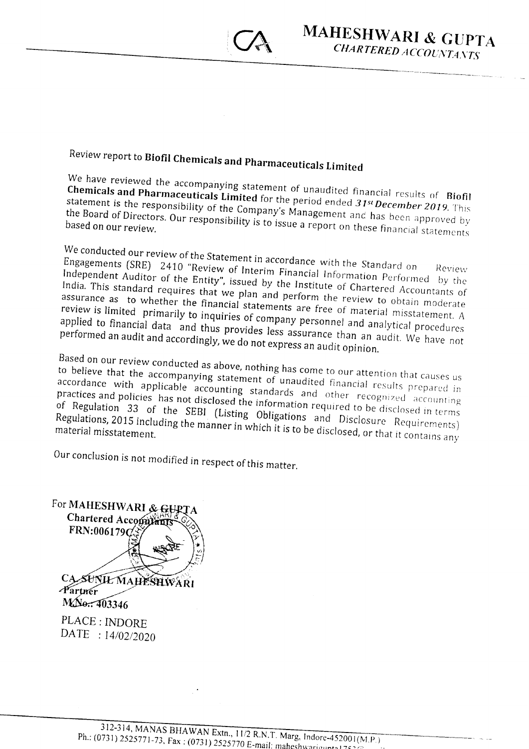# MAHESHWARI & GUPTA
*CHARTERED ACCOUNTANTS*

Review report to **Biofil Chemicals and Pharmaceuticals Limited**

We have reviewed the accompanying statement of unaudited financial results of **Biofil Chemicals and Pharmaceuticals Limited** for the period ended ***31st December 2019***. This statement is the responsibility of the Company's Management and has been approved by the Board of Directors. Our responsibility is to issue a report on these financial statements based on our review.

We conducted our review of the Statement in accordance with the Standard on Review Engagements (SRE) 2410 "Review of Interim Financial Information Performed by the Independent Auditor of the Entity", issued by the Institute of Chartered Accountants of India. This standard requires that we plan and perform the review to obtain moderate assurance as to whether the financial statements are free of material misstatement. A review is limited primarily to inquiries of company personnel and analytical procedures applied to financial data and thus provides less assurance than an audit. We have not performed an audit and accordingly, we do not express an audit opinion.

Based on our review conducted as above, nothing has come to our attention that causes us to believe that the accompanying statement of unaudited financial results prepared in accordance with applicable accounting standards and other recognized accounting practices and policies has not disclosed the information required to be disclosed in terms of Regulation 33 of the SEBI (Listing Obligations and Disclosure Requirements) Regulations, 2015 including the manner in which it is to be disclosed, or that it contains any material misstatement.

Our conclusion is not modified in respect of this matter.

For **MAHESHWARI & GUPTA**
**Chartered Accountants**
**FRN:006179C**

CA SUNIL MAHESHWARI
Partner
M.No.: 403346

PLACE : INDORE
DATE : 14/02/2020

312-314, MANAS BHAWAN Extn., 11/2 R.N.T. Marg, Indore-452001(M.P.)
Ph.: (0731) 2525771-73, Fax : (0731) 2525770 E-mail: maheshwarigupta1752...